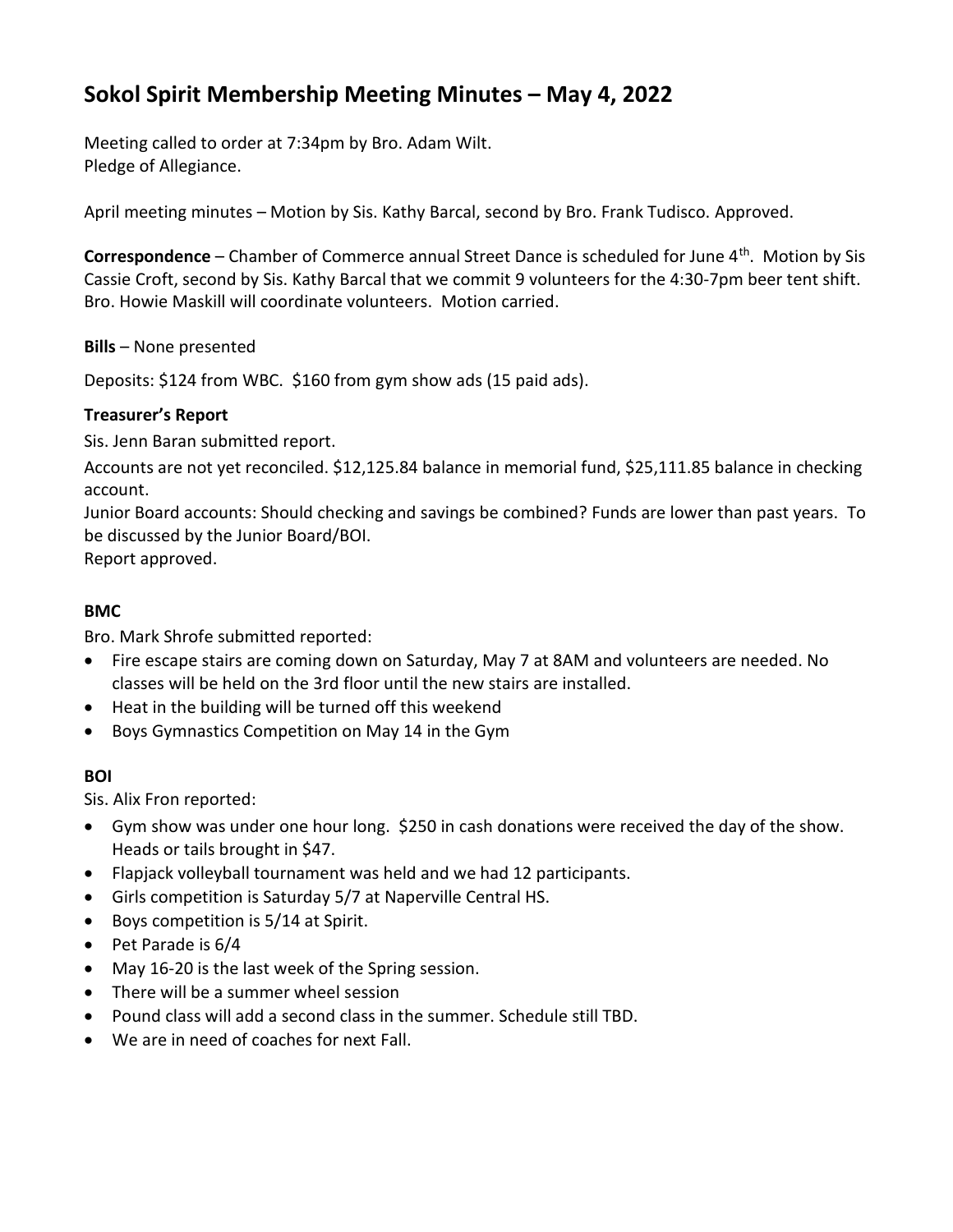# Sokol Spirit Membership Meeting Minutes – May 4, 2022

Meeting called to order at 7:34pm by Bro. Adam Wilt.
Pledge of Allegiance.

April meeting minutes – Motion by Sis. Kathy Barcal, second by Bro. Frank Tudisco. Approved.

**Correspondence** – Chamber of Commerce annual Street Dance is scheduled for June 4th. Motion by Sis Cassie Croft, second by Sis. Kathy Barcal that we commit 9 volunteers for the 4:30-7pm beer tent shift. Bro. Howie Maskill will coordinate volunteers. Motion carried.

**Bills** – None presented

Deposits: $124 from WBC. $160 from gym show ads (15 paid ads).

### Treasurer's Report

Sis. Jenn Baran submitted report.

Accounts are not yet reconciled. $12,125.84 balance in memorial fund, $25,111.85 balance in checking account.

Junior Board accounts: Should checking and savings be combined? Funds are lower than past years. To be discussed by the Junior Board/BOI.

Report approved.

### BMC

Bro. Mark Shrofe submitted reported:

- Fire escape stairs are coming down on Saturday, May 7 at 8AM and volunteers are needed. No classes will be held on the 3rd floor until the new stairs are installed.
- Heat in the building will be turned off this weekend
- Boys Gymnastics Competition on May 14 in the Gym

### BOI

Sis. Alix Fron reported:

- Gym show was under one hour long. $250 in cash donations were received the day of the show. Heads or tails brought in $47.
- Flapjack volleyball tournament was held and we had 12 participants.
- Girls competition is Saturday 5/7 at Naperville Central HS.
- Boys competition is 5/14 at Spirit.
- Pet Parade is 6/4
- May 16-20 is the last week of the Spring session.
- There will be a summer wheel session
- Pound class will add a second class in the summer. Schedule still TBD.
- We are in need of coaches for next Fall.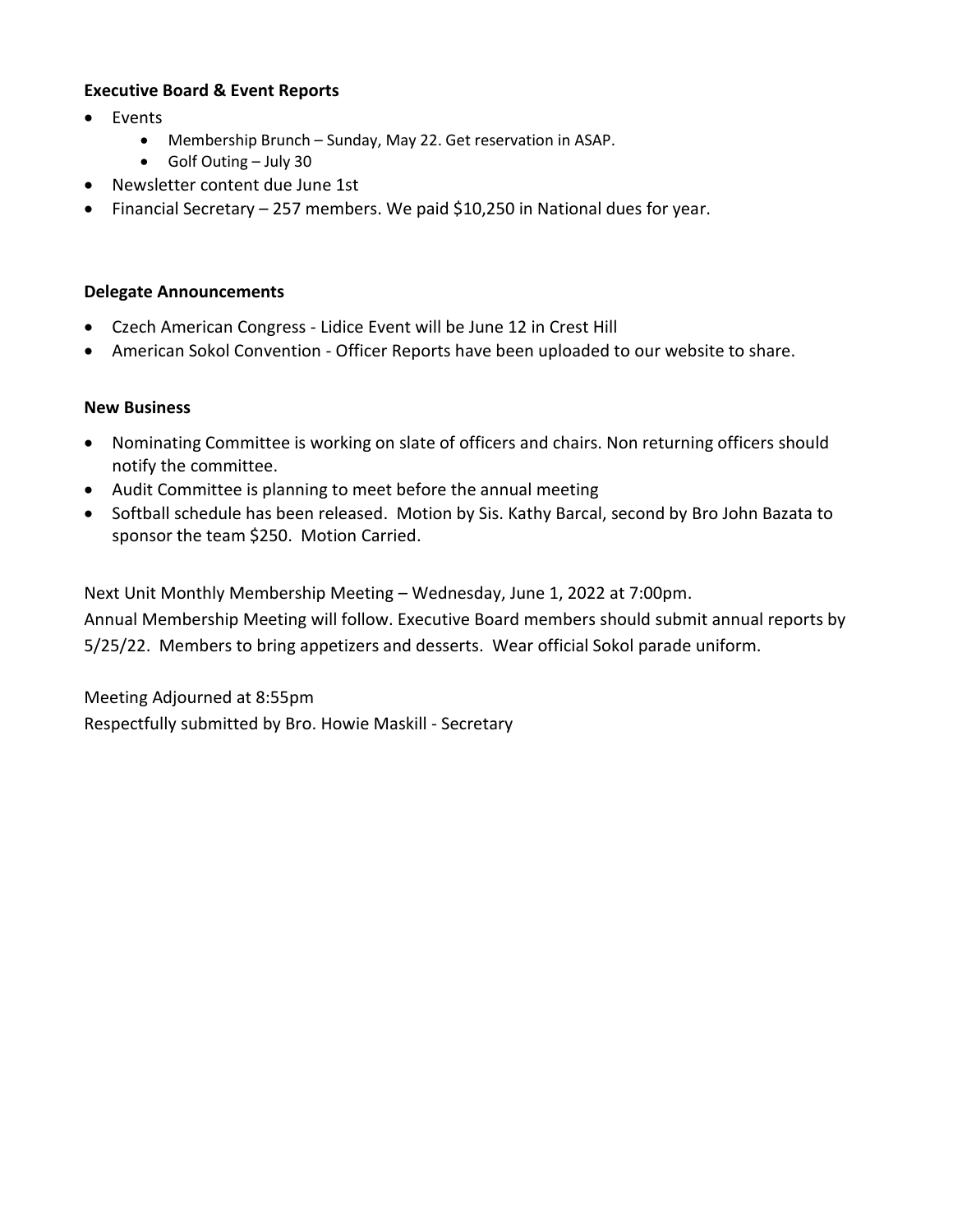**Executive Board & Event Reports**

- Events
    - Membership Brunch – Sunday, May 22. Get reservation in ASAP.
    - Golf Outing – July 30
- Newsletter content due June 1st
- Financial Secretary – 257 members. We paid $10,250 in National dues for year.

**Delegate Announcements**

- Czech American Congress - Lidice Event will be June 12 in Crest Hill
- American Sokol Convention - Officer Reports have been uploaded to our website to share.

**New Business**

- Nominating Committee is working on slate of officers and chairs. Non returning officers should notify the committee.
- Audit Committee is planning to meet before the annual meeting
- Softball schedule has been released. Motion by Sis. Kathy Barcal, second by Bro John Bazata to sponsor the team $250. Motion Carried.

Next Unit Monthly Membership Meeting – Wednesday, June 1, 2022 at 7:00pm.
Annual Membership Meeting will follow. Executive Board members should submit annual reports by 5/25/22. Members to bring appetizers and desserts. Wear official Sokol parade uniform.

Meeting Adjourned at 8:55pm
Respectfully submitted by Bro. Howie Maskill - Secretary